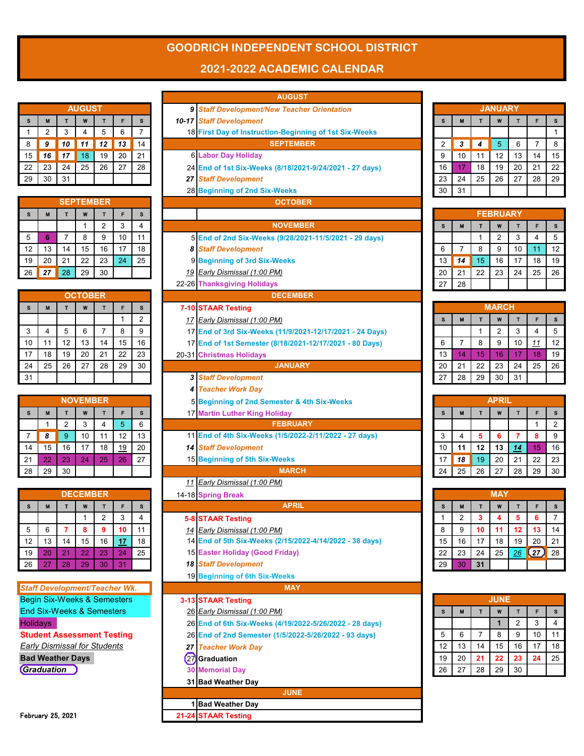# GOODRICH INDEPENDENT SCHOOL DISTRICT

## 2021-2022 ACADEMIC CALENDAR

### AUGUST

| S | M | T | W | T | F | S |
|---|---|---|---|---|---|---|
| 1 | 2 | 3 | 4 | 5 | 6 | 7 |
| 8 | ***9*** | ***10*** | ***11*** | ***12*** | ***13*** | 14 |
| 15 | ***16*** | ***17*** | 18 | 19 | 20 | 21 |
| 22 | 23 | 24 | 25 | 26 | 27 | 28 |
| 29 | 30 | 31 | | | | |

### SEPTEMBER

| S | M | T | W | T | F | S |
|---|---|---|---|---|---|---|
| | | | 1 | 2 | 3 | 4 |
| 5 | 6 | 7 | 8 | 9 | 10 | 11 |
| 12 | 13 | 14 | 15 | 16 | 17 | 18 |
| 19 | 20 | 21 | 22 | 23 | 24 | 25 |
| 26 | ***27*** | 28 | 29 | 30 | | |

### OCTOBER

| S | M | T | W | T | F | S |
|---|---|---|---|---|---|---|
| | | | | | 1 | 2 |
| 3 | 4 | 5 | 6 | 7 | 8 | 9 |
| 10 | 11 | 12 | 13 | 14 | 15 | 16 |
| 17 | 18 | 19 | 20 | 21 | 22 | 23 |
| 24 | 25 | 26 | 27 | 28 | 29 | 30 |
| 31 | | | | | | |

### NOVEMBER

| S | M | T | W | T | F | S |
|---|---|---|---|---|---|---|
| | 1 | 2 | 3 | 4 | 5 | 6 |
| 7 | ***8*** | 9 | 10 | 11 | 12 | 13 |
| 14 | 15 | 16 | 17 | 18 | _19_ | 20 |
| 21 | 22 | 23 | 24 | 25 | 26 | 27 |
| 28 | 29 | 30 | | | | |

### DECEMBER

| S | M | T | W | T | F | S |
|---|---|---|---|---|---|---|
| | | | 1 | 2 | 3 | 4 |
| 5 | 6 | 7 | 8 | 9 | 10 | 11 |
| 12 | 13 | 14 | 15 | 16 | _17_ | 18 |
| 19 | 20 | 21 | 22 | 23 | 24 | 25 |
| 26 | 27 | 28 | 29 | 30 | 31 | |

**Legend:**
- *Staff Development/Teacher Wk.*
- Begin Six-Weeks & Semesters
- End Six-Weeks & Semesters
- Holidays
- **Student Assessment Testing**
- _Early Dismissal for Students_
- **Bad Weather Days**
- ***Graduation***

**AUGUST**
- ***9*** *Staff Development/New Teacher Orientation*
- ***10-17*** *Staff Development*
- 18 First Day of Instruction-Beginning of 1st Six-Weeks

**SEPTEMBER**
- 6 Labor Day Holiday
- 24 End of 1st Six-Weeks (8/18/2021-9/24/2021 - 27 days)
- ***27*** *Staff Development*
- 28 Beginning of 2nd Six-Weeks

**OCTOBER**

**NOVEMBER**
- 5 End of 2nd Six-Weeks (9/28/2021-11/5/2021 - 29 days)
- ***8*** *Staff Development*
- 9 Beginning of 3rd Six-Weeks
- _19_ _Early Dismissal (1:00 PM)_
- 22-26 Thanksgiving Holidays

**DECEMBER**
- **7-10 STAAR Testing**
- _17_ _Early Dismissal (1:00 PM)_
- 17 End of 3rd Six-Weeks (11/9/2021-12/17/2021 - 24 Days)
- 17 End of 1st Semester (8/18/2021-12/17/2021 - 80 Days)
- 20-31 Christmas Holidays

**JANUARY**
- ***3*** *Staff Development*
- ***4*** *Teacher Work Day*
- 5 Beginning of 2nd Semester & 4th Six-Weeks
- 17 Martin Luther King Holiday

**FEBRUARY**
- 11 End of 4th Six-Weeks (1/5/2022-2/11/2022 - 27 days)
- ***14*** *Staff Development*
- 15 Beginning of 5th Six-Weeks

**MARCH**
- _11_ _Early Dismissal (1:00 PM)_
- 14-18 Spring Break

**APRIL**
- **5-8 STAAR Testing**
- _14_ _Early Dismissal (1:00 PM)_
- 14 End of 5th Six-Weeks (2/15/2022-4/14/2022 - 38 days)
- 15 Easter Holiday (Good Friday)
- ***18*** *Staff Development*
- 19 Beginning of 6th Six-Weeks

**MAY**
- **3-13 STAAR Testing**
- _26_ _Early Dismissal (1:00 PM)_
- 26 End of 6th Six-Weeks (4/19/2022-5/26/2022 - 28 days)
- 26 End of 2nd Semester (1/5/2022-5/26/2022 - 93 days)
- ***27*** *Teacher Work Day*
- 27 **Graduation**
- 30 Memorial Day
- 31 **Bad Weather Day**

**JUNE**
- 1 **Bad Weather Day**
- **21-24 STAAR Testing**

### JANUARY

| S | M | T | W | T | F | S |
|---|---|---|---|---|---|---|
| | | | | | | 1 |
| 2 | ***3*** | ***4*** | 5 | 6 | 7 | 8 |
| 9 | 10 | 11 | 12 | 13 | 14 | 15 |
| 16 | 17 | 18 | 19 | 20 | 21 | 22 |
| 23 | 24 | 25 | 26 | 27 | 28 | 29 |
| 30 | 31 | | | | | |

### FEBRUARY

| S | M | T | W | T | F | S |
|---|---|---|---|---|---|---|
| | | 1 | 2 | 3 | 4 | 5 |
| 6 | 7 | 8 | 9 | 10 | 11 | 12 |
| 13 | ***14*** | 15 | 16 | 17 | 18 | 19 |
| 20 | 21 | 22 | 23 | 24 | 25 | 26 |
| 27 | 28 | | | | | |

### MARCH

| S | M | T | W | T | F | S |
|---|---|---|---|---|---|---|
| | | 1 | 2 | 3 | 4 | 5 |
| 6 | 7 | 8 | 9 | 10 | _11_ | 12 |
| 13 | 14 | 15 | 16 | 17 | 18 | 19 |
| 20 | 21 | 22 | 23 | 24 | 25 | 26 |
| 27 | 28 | 29 | 30 | 31 | | |

### APRIL

| S | M | T | W | T | F | S |
|---|---|---|---|---|---|---|
| | | | | | 1 | 2 |
| 3 | 4 | **5** | **6** | **7** | **8** | 9 |
| 10 | **11** | **12** | **13** | _**14**_ | 15 | 16 |
| 17 | ***18*** | 19 | 20 | 21 | 22 | 23 |
| 24 | 25 | 26 | 27 | 28 | 29 | 30 |

### MAY

| S | M | T | W | T | F | S |
|---|---|---|---|---|---|---|
| 1 | 2 | **3** | **4** | **5** | **6** | 7 |
| 8 | 9 | **10** | **11** | **12** | **13** | 14 |
| 15 | 16 | 17 | 18 | 19 | 20 | 21 |
| 22 | 23 | 24 | 25 | _26_ | ***27*** | 28 |
| 29 | 30 | **31** | | | | |

### JUNE

| S | M | T | W | T | F | S |
|---|---|---|---|---|---|---|
| | | | **1** | 2 | 3 | 4 |
| 5 | 6 | 7 | 8 | 9 | 10 | 11 |
| 12 | 13 | 14 | 15 | 16 | 17 | 18 |
| 19 | 20 | **21** | **22** | **23** | **24** | 25 |
| 26 | 27 | 28 | 29 | 30 | | |

February 25, 2021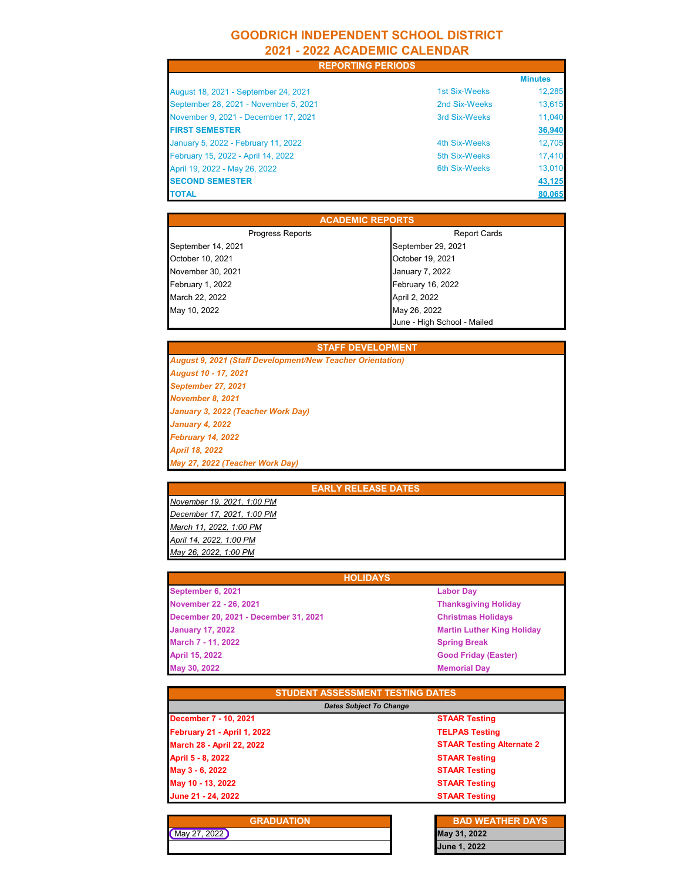# GOODRICH INDEPENDENT SCHOOL DISTRICT
## 2021 - 2022 ACADEMIC CALENDAR

| REPORTING PERIODS | | |
|---|---|---|
| | | **Minutes** |
| August 18, 2021 - September 24, 2021 | 1st Six-Weeks | 12,285 |
| September 28, 2021 - November 5, 2021 | 2nd Six-Weeks | 13,615 |
| November 9, 2021 - December 17, 2021 | 3rd Six-Weeks | 11,040 |
| **FIRST SEMESTER** | | **36,940** |
| January 5, 2022 - February 11, 2022 | 4th Six-Weeks | 12,705 |
| February 15, 2022 - April 14, 2022 | 5th Six-Weeks | 17,410 |
| April 19, 2022 - May 26, 2022 | 6th Six-Weeks | 13,010 |
| **SECOND SEMESTER** | | **43,125** |
| **TOTAL** | | **80,065** |

### ACADEMIC REPORTS

| Progress Reports | Report Cards |
|---|---|
| September 14, 2021 | September 29, 2021 |
| October 10, 2021 | October 19, 2021 |
| November 30, 2021 | January 7, 2022 |
| February 1, 2022 | February 16, 2022 |
| March 22, 2022 | April 2, 2022 |
| May 10, 2022 | May 26, 2022 |
| | June - High School - Mailed |

### STAFF DEVELOPMENT

*August 9, 2021 (Staff Development/New Teacher Orientation)*
*August 10 - 17, 2021*
*September 27, 2021*
*November 8, 2021*
*January 3, 2022 (Teacher Work Day)*
*January 4, 2022*
*February 14, 2022*
*April 18, 2022*
*May 27, 2022 (Teacher Work Day)*

### EARLY RELEASE DATES

*November 19, 2021, 1:00 PM*
*December 17, 2021, 1:00 PM*
*March 11, 2022, 1:00 PM*
*April 14, 2022, 1:00 PM*
*May 26, 2022, 1:00 PM*

### HOLIDAYS

| | |
|---|---|
| September 6, 2021 | Labor Day |
| November 22 - 26, 2021 | Thanksgiving Holiday |
| December 20, 2021 - December 31, 2021 | Christmas Holidays |
| January 17, 2022 | Martin Luther King Holiday |
| March 7 - 11, 2022 | Spring Break |
| April 15, 2022 | Good Friday (Easter) |
| May 30, 2022 | Memorial Day |

### STUDENT ASSESSMENT TESTING DATES

*Dates Subject To Change*

| | |
|---|---|
| December 7 - 10, 2021 | STAAR Testing |
| February 21 - April 1, 2022 | TELPAS Testing |
| March 28 - April 22, 2022 | STAAR Testing Alternate 2 |
| April 5 - 8, 2022 | STAAR Testing |
| May 3 - 6, 2022 | STAAR Testing |
| May 10 - 13, 2022 | STAAR Testing |
| June 21 - 24, 2022 | STAAR Testing |

### GRADUATION

May 27, 2022

### BAD WEATHER DAYS

**May 31, 2022**
**June 1, 2022**